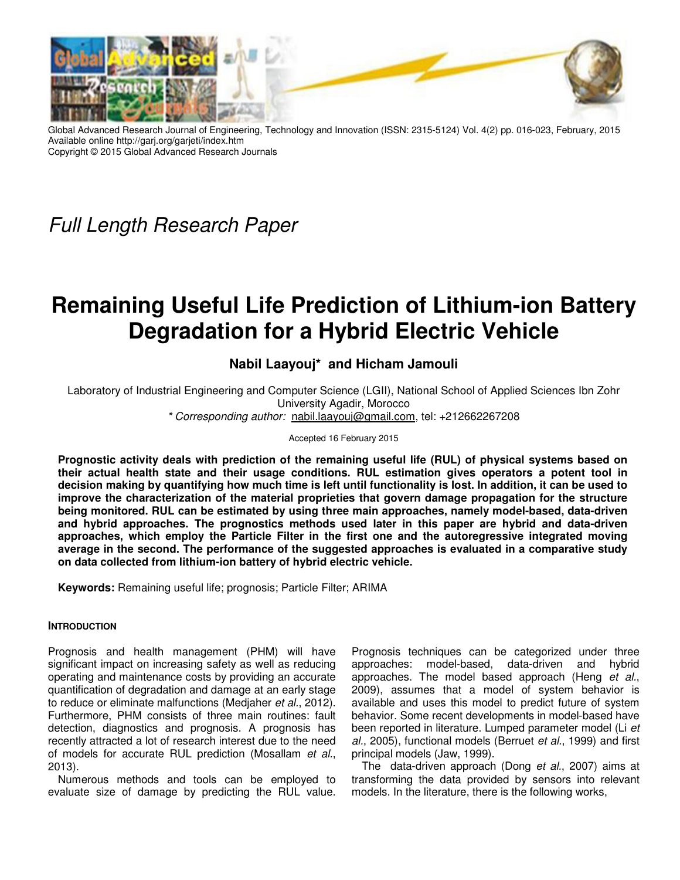Global Advanced Research Journal of Engineering, Technology and Innovation (ISSN: 2315-5124) Vol. 4(2) pp. 016-023, February, 2015
Available online http://garj.org/garjeti/index.htm
Copyright © 2015 Global Advanced Research Journals

*Full Length Research Paper*

# Remaining Useful Life Prediction of Lithium-ion Battery Degradation for a Hybrid Electric Vehicle

**Nabil Laayouj\* and Hicham Jamouli**

Laboratory of Industrial Engineering and Computer Science (LGII), National School of Applied Sciences Ibn Zohr University Agadir, Morocco

*\* Corresponding author:* nabil.laayouj@gmail.com, tel: +212662267208

Accepted 16 February 2015

**Prognostic activity deals with prediction of the remaining useful life (RUL) of physical systems based on their actual health state and their usage conditions. RUL estimation gives operators a potent tool in decision making by quantifying how much time is left until functionality is lost. In addition, it can be used to improve the characterization of the material proprieties that govern damage propagation for the structure being monitored. RUL can be estimated by using three main approaches, namely model-based, data-driven and hybrid approaches. The prognostics methods used later in this paper are hybrid and data-driven approaches, which employ the Particle Filter in the first one and the autoregressive integrated moving average in the second. The performance of the suggested approaches is evaluated in a comparative study on data collected from lithium-ion battery of hybrid electric vehicle.**

**Keywords:** Remaining useful life; prognosis; Particle Filter; ARIMA

## INTRODUCTION

Prognosis and health management (PHM) will have significant impact on increasing safety as well as reducing operating and maintenance costs by providing an accurate quantification of degradation and damage at an early stage to reduce or eliminate malfunctions (Medjaher *et al.*, 2012). Furthermore, PHM consists of three main routines: fault detection, diagnostics and prognosis. A prognosis has recently attracted a lot of research interest due to the need of models for accurate RUL prediction (Mosallam *et al.*, 2013).

Numerous methods and tools can be employed to evaluate size of damage by predicting the RUL value. Prognosis techniques can be categorized under three approaches: model-based, data-driven and hybrid approaches. The model based approach (Heng *et al.*, 2009), assumes that a model of system behavior is available and uses this model to predict future of system behavior. Some recent developments in model-based have been reported in literature. Lumped parameter model (Li *et al.*, 2005), functional models (Berruet *et al.*, 1999) and first principal models (Jaw, 1999).

The data-driven approach (Dong *et al.*, 2007) aims at transforming the data provided by sensors into relevant models. In the literature, there is the following works,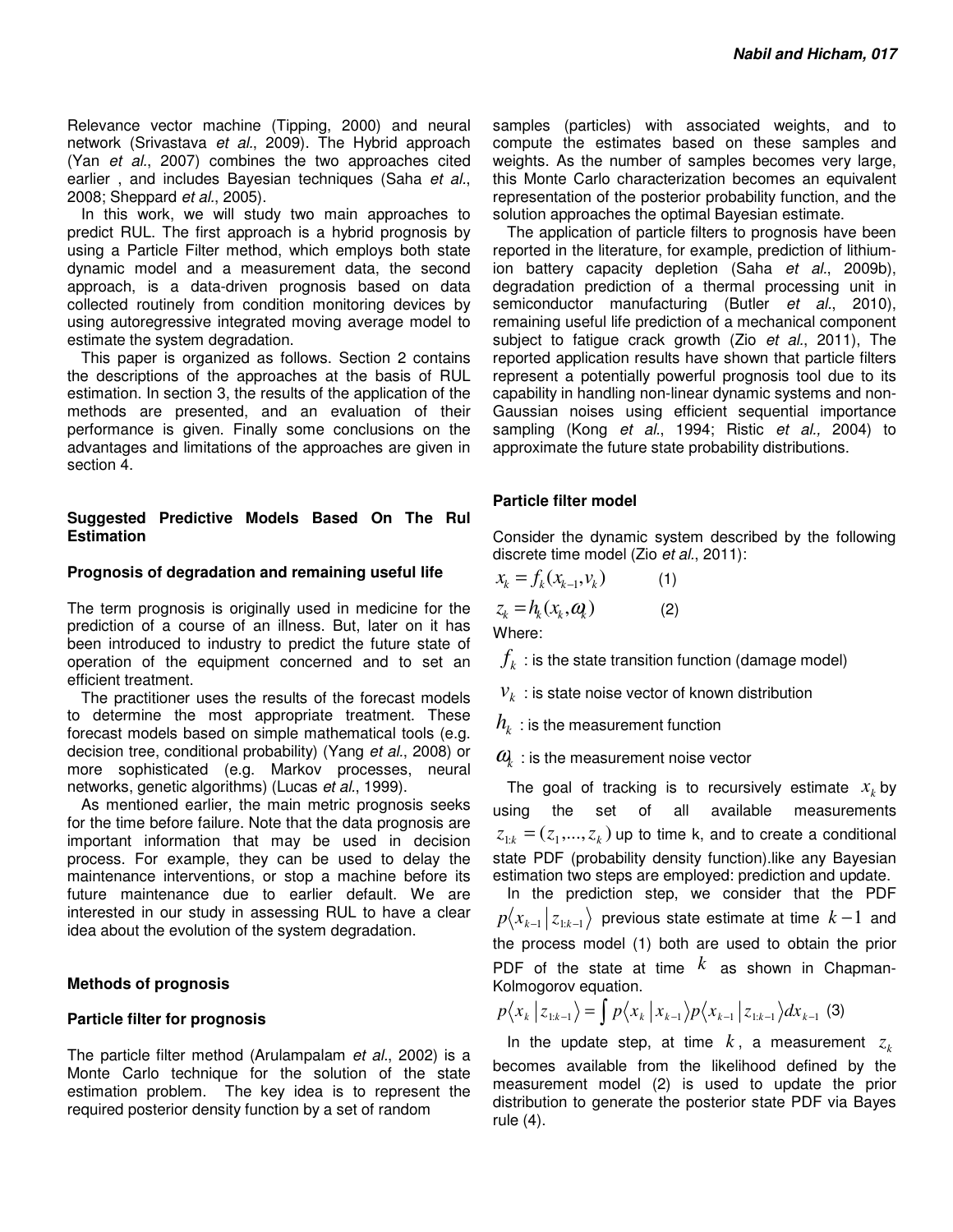Relevance vector machine (Tipping, 2000) and neural network (Srivastava *et al*., 2009). The Hybrid approach (Yan *et al*., 2007) combines the two approaches cited earlier , and includes Bayesian techniques (Saha *et al*., 2008; Sheppard *et al*., 2005).

In this work, we will study two main approaches to predict RUL. The first approach is a hybrid prognosis by using a Particle Filter method, which employs both state dynamic model and a measurement data, the second approach, is a data-driven prognosis based on data collected routinely from condition monitoring devices by using autoregressive integrated moving average model to estimate the system degradation.

This paper is organized as follows. Section 2 contains the descriptions of the approaches at the basis of RUL estimation. In section 3, the results of the application of the methods are presented, and an evaluation of their performance is given. Finally some conclusions on the advantages and limitations of the approaches are given in section 4.

## Suggested Predictive Models Based On The Rul Estimation

### Prognosis of degradation and remaining useful life

The term prognosis is originally used in medicine for the prediction of a course of an illness. But, later on it has been introduced to industry to predict the future state of operation of the equipment concerned and to set an efficient treatment.

The practitioner uses the results of the forecast models to determine the most appropriate treatment. These forecast models based on simple mathematical tools (e.g. decision tree, conditional probability) (Yang *et al*., 2008) or more sophisticated (e.g. Markov processes, neural networks, genetic algorithms) (Lucas *et al*., 1999).

As mentioned earlier, the main metric prognosis seeks for the time before failure. Note that the data prognosis are important information that may be used in decision process. For example, they can be used to delay the maintenance interventions, or stop a machine before its future maintenance due to earlier default. We are interested in our study in assessing RUL to have a clear idea about the evolution of the system degradation.

### Methods of prognosis

### Particle filter for prognosis

The particle filter method (Arulampalam *et al*., 2002) is a Monte Carlo technique for the solution of the state estimation problem. The key idea is to represent the required posterior density function by a set of random samples (particles) with associated weights, and to compute the estimates based on these samples and weights. As the number of samples becomes very large, this Monte Carlo characterization becomes an equivalent representation of the posterior probability function, and the solution approaches the optimal Bayesian estimate.

The application of particle filters to prognosis have been reported in the literature, for example, prediction of lithium-ion battery capacity depletion (Saha *et al*., 2009b), degradation prediction of a thermal processing unit in semiconductor manufacturing (Butler *et al*., 2010), remaining useful life prediction of a mechanical component subject to fatigue crack growth (Zio *et al*., 2011), The reported application results have shown that particle filters represent a potentially powerful prognosis tool due to its capability in handling non-linear dynamic systems and non-Gaussian noises using efficient sequential importance sampling (Kong *et al*., 1994; Ristic *et al.,* 2004) to approximate the future state probability distributions.

### Particle filter model

Consider the dynamic system described by the following discrete time model (Zio *et al*., 2011):

$$x_k = f_k(x_{k-1}, v_k) \qquad (1)$$

$$z_k = h_k(x_k, \omega_k) \qquad (2)$$

Where:

$f_k$ : is the state transition function (damage model)

$v_k$ : is state noise vector of known distribution

$h_k$ : is the measurement function

$\omega_k$ : is the measurement noise vector

The goal of tracking is to recursively estimate $x_k$ by using the set of all available measurements $z_{1:k} = (z_1, ..., z_k)$ up to time k, and to create a conditional state PDF (probability density function).like any Bayesian estimation two steps are employed: prediction and update.

In the prediction step, we consider that the PDF $p\langle x_{k-1} | z_{1:k-1} \rangle$ previous state estimate at time $k-1$ and the process model (1) both are used to obtain the prior PDF of the state at time $k$ as shown in Chapman-Kolmogorov equation.

$$p\langle x_k | z_{1:k-1} \rangle = \int p\langle x_k | x_{k-1} \rangle p\langle x_{k-1} | z_{1:k-1} \rangle dx_{k-1} \quad (3)$$

In the update step, at time $k$, a measurement $z_k$ becomes available from the likelihood defined by the measurement model (2) is used to update the prior distribution to generate the posterior state PDF via Bayes rule (4).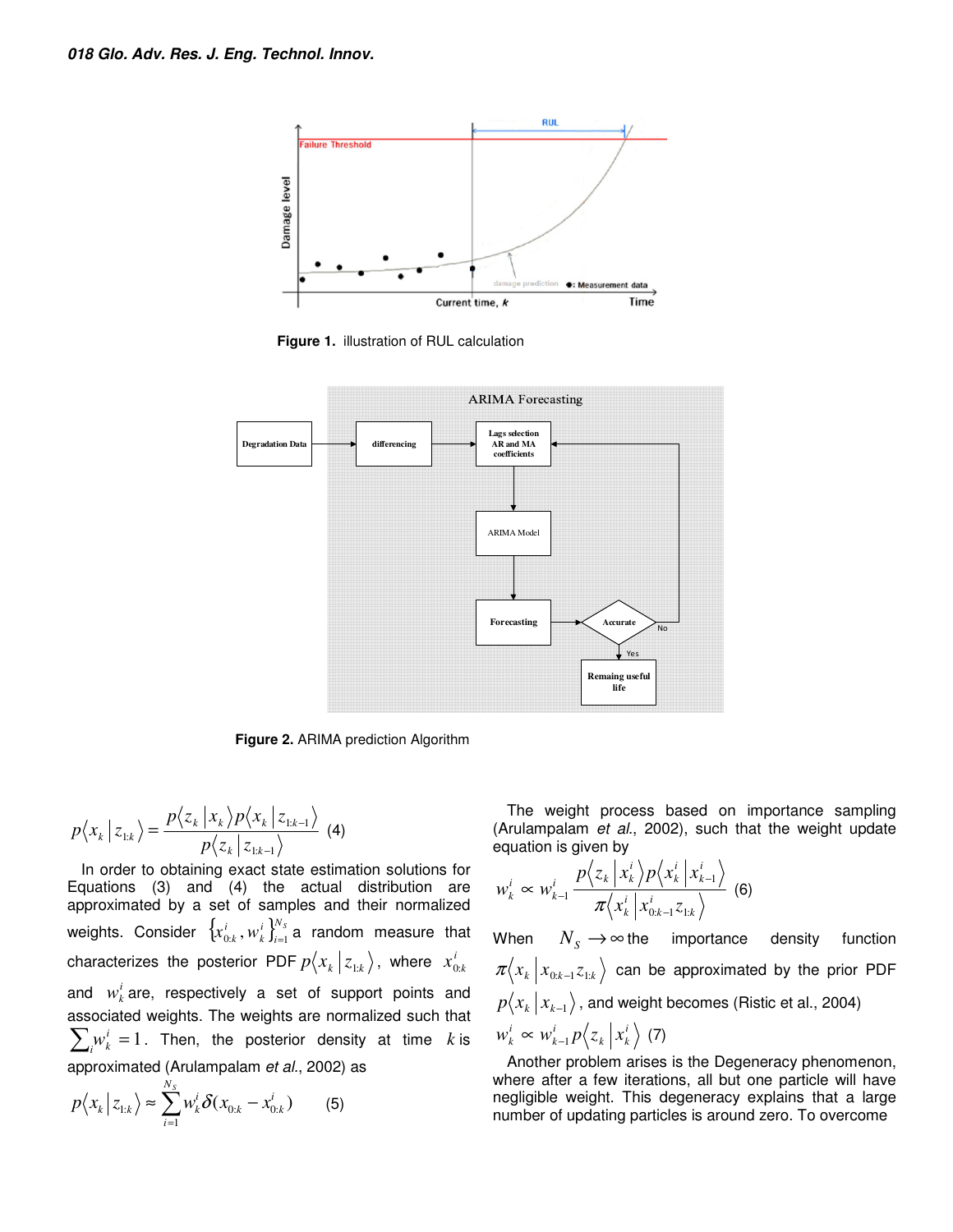**Figure 1.** illustration of RUL calculation

**Figure 2.** ARIMA prediction Algorithm

$$p\langle x_k \mid z_{1:k}\rangle = \frac{p\langle z_k \mid x_k\rangle p\langle x_k \mid z_{1:k-1}\rangle}{p\langle z_k \mid z_{1:k-1}\rangle} \quad (4)$$

In order to obtaining exact state estimation solutions for Equations (3) and (4) the actual distribution are approximated by a set of samples and their normalized weights. Consider $\{x_{0:k}^i, w_k^i\}_{i=1}^{N_S}$ a random measure that characterizes the posterior PDF $p\langle x_k \mid z_{1:k}\rangle$, where $x_{0:k}^i$ and $w_k^i$ are, respectively a set of support points and associated weights. The weights are normalized such that $\sum_i w_k^i = 1$. Then, the posterior density at time $k$ is approximated (Arulampalam *et al.*, 2002) as

$$p\langle x_k \mid z_{1:k}\rangle \approx \sum_{i=1}^{N_S} w_k^i \delta(x_{0:k} - x_{0:k}^i) \qquad (5)$$

The weight process based on importance sampling (Arulampalam *et al.*, 2002), such that the weight update equation is given by

$$w_k^i \propto w_{k-1}^i \frac{p\langle z_k \mid x_k^i\rangle p\langle x_k^i \mid x_{k-1}^i\rangle}{\pi\langle x_k^i \mid x_{0:k-1}^i z_{1:k}\rangle} \quad (6)$$

When $N_S \to \infty$ the importance density function $\pi\langle x_k \mid x_{0:k-1} z_{1:k}\rangle$ can be approximated by the prior PDF $p\langle x_k \mid x_{k-1}\rangle$, and weight becomes (Ristic et al., 2004)

$$w_k^i \propto w_{k-1}^i p\langle z_k \mid x_k^i\rangle \quad (7)$$

Another problem arises is the Degeneracy phenomenon, where after a few iterations, all but one particle will have negligible weight. This degeneracy explains that a large number of updating particles is around zero. To overcome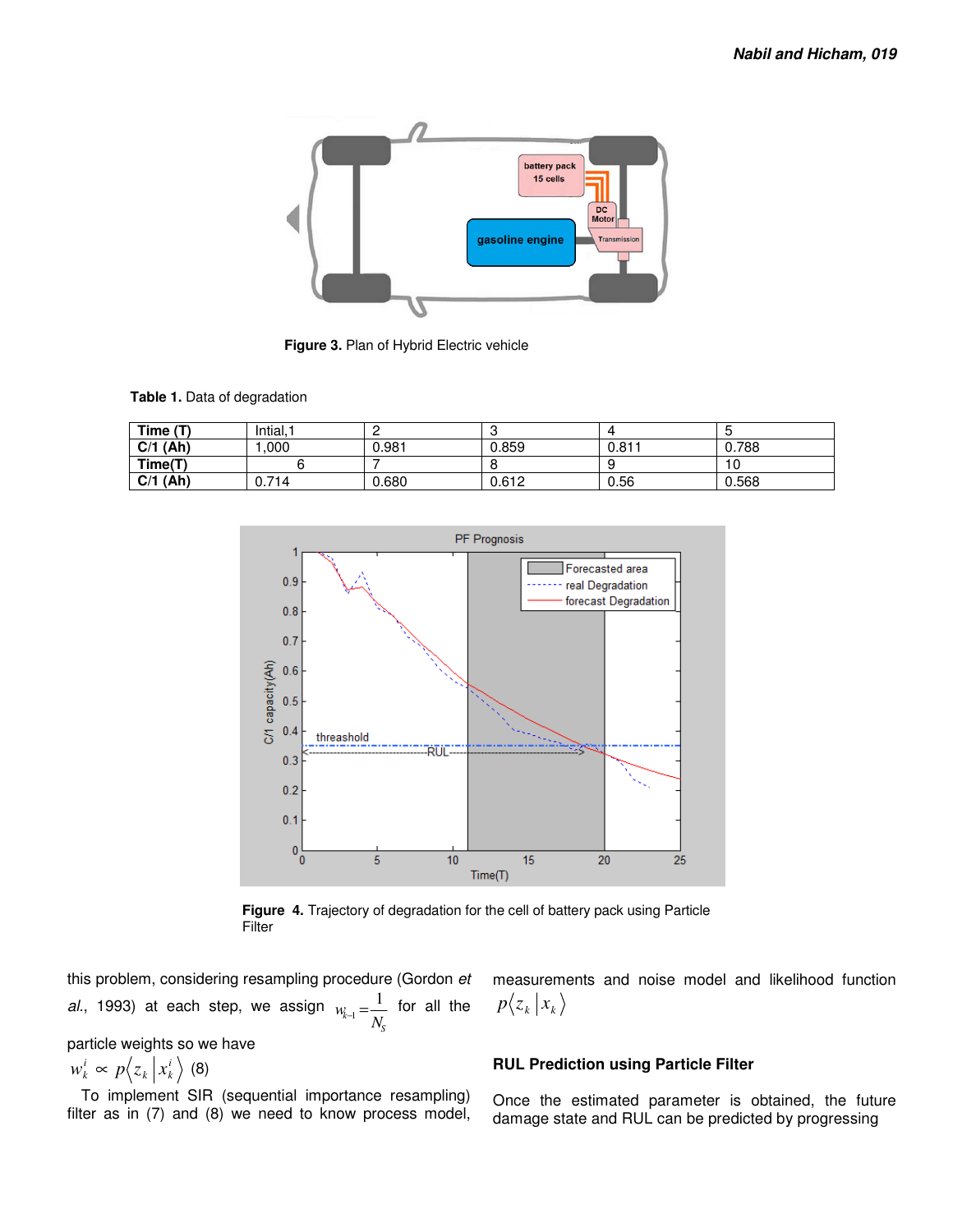**Figure 3.** Plan of Hybrid Electric vehicle

**Table 1.** Data of degradation

| **Time (T)** | Intial,1 | 2 | 3 | 4 | 5 |
|---|---|---|---|---|---|
| **C/1 (Ah)** | 1,000 | 0.981 | 0.859 | 0.811 | 0.788 |
| **Time(T)** | 6 | 7 | 8 | 9 | 10 |
| **C/1 (Ah)** | 0.714 | 0.680 | 0.612 | 0.56 | 0.568 |

**Figure 4.** Trajectory of degradation for the cell of battery pack using Particle Filter

this problem, considering resampling procedure (Gordon *et al*., 1993) at each step, we assign $w_{k-1}^{i} = \frac{1}{N_S}$ for all the particle weights so we have

$$w_k^i \propto p\langle z_k \mid x_k^i \rangle \quad (8)$$

To implement SIR (sequential importance resampling) filter as in (7) and (8) we need to know process model, measurements and noise model and likelihood function $p\langle z_k \mid x_k \rangle$

### RUL Prediction using Particle Filter

Once the estimated parameter is obtained, the future damage state and RUL can be predicted by progressing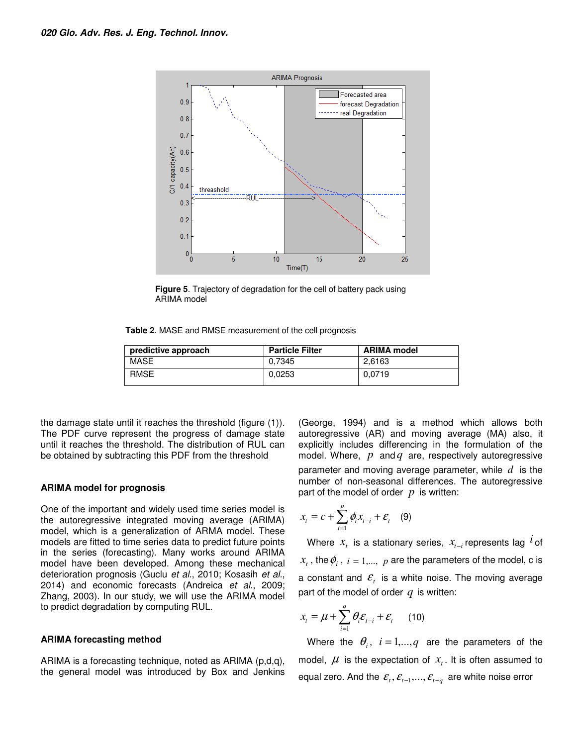Figure 5. Trajectory of degradation for the cell of battery pack using ARIMA model

Table 2. MASE and RMSE measurement of the cell prognosis

| predictive approach | Particle Filter | ARIMA model |
|---|---|---|
| MASE | 0,7345 | 2,6163 |
| RMSE | 0,0253 | 0,0719 |

the damage state until it reaches the threshold (figure (1)). The PDF curve represent the progress of damage state until it reaches the threshold. The distribution of RUL can be obtained by subtracting this PDF from the threshold

### ARIMA model for prognosis

One of the important and widely used time series model is the autoregressive integrated moving average (ARIMA) model, which is a generalization of ARMA model. These models are fitted to time series data to predict future points in the series (forecasting). Many works around ARIMA model have been developed. Among these mechanical deterioration prognosis (Guclu *et al.*, 2010; Kosasih *et al.*, 2014) and economic forecasts (Andreica *et al.*, 2009; Zhang, 2003). In our study, we will use the ARIMA model to predict degradation by computing RUL.

### ARIMA forecasting method

ARIMA is a forecasting technique, noted as ARIMA (p,d,q), the general model was introduced by Box and Jenkins (George, 1994) and is a method which allows both autoregressive (AR) and moving average (MA) also, it explicitly includes differencing in the formulation of the model. Where, $p$ and $q$ are, respectively autoregressive parameter and moving average parameter, while $d$ is the number of non-seasonal differences. The autoregressive part of the model of order $p$ is written:

$$x_t = c + \sum_{i=1}^{p} \phi_i x_{t-i} + \varepsilon_t \quad (9)$$

Where $x_t$ is a stationary series, $x_{t-i}$ represents lag $i$ of $x_t$, the $\phi_i$, $i = 1,...,\ p$ are the parameters of the model, c is a constant and $\varepsilon_t$ is a white noise. The moving average part of the model of order $q$ is written:

$$x_t = \mu + \sum_{i=1}^{q} \theta_i \varepsilon_{t-i} + \varepsilon_t \quad (10)$$

Where the $\theta_i$, $i = 1,...,q$ are the parameters of the model, $\mu$ is the expectation of $x_t$. It is often assumed to equal zero. And the $\varepsilon_t, \varepsilon_{t-1},..., \varepsilon_{t-q}$ are white noise error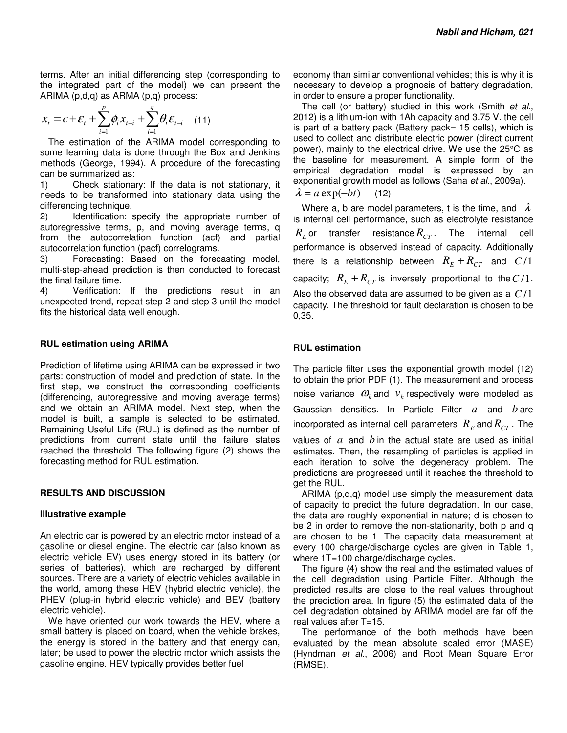terms. After an initial differencing step (corresponding to the integrated part of the model) we can present the ARIMA (p,d,q) as ARMA (p,q) process:

$$x_t = c + \varepsilon_t + \sum_{i=1}^{p} \phi_i x_{t-i} + \sum_{i=1}^{q} \theta_i \varepsilon_{t-i} \quad (11)$$

The estimation of the ARIMA model corresponding to some learning data is done through the Box and Jenkins methods (George, 1994). A procedure of the forecasting can be summarized as:

1) Check stationary: If the data is not stationary, it needs to be transformed into stationary data using the differencing technique.
2) Identification: specify the appropriate number of autoregressive terms, p, and moving average terms, q from the autocorrelation function (acf) and partial autocorrelation function (pacf) correlograms.
3) Forecasting: Based on the forecasting model, multi-step-ahead prediction is then conducted to forecast the final failure time.
4) Verification: If the predictions result in an unexpected trend, repeat step 2 and step 3 until the model fits the historical data well enough.

### RUL estimation using ARIMA

Prediction of lifetime using ARIMA can be expressed in two parts: construction of model and prediction of state. In the first step, we construct the corresponding coefficients (differencing, autoregressive and moving average terms) and we obtain an ARIMA model. Next step, when the model is built, a sample is selected to be estimated. Remaining Useful Life (RUL) is defined as the number of predictions from current state until the failure states reached the threshold. The following figure (2) shows the forecasting method for RUL estimation.

## RESULTS AND DISCUSSION

### Illustrative example

An electric car is powered by an electric motor instead of a gasoline or diesel engine. The electric car (also known as electric vehicle EV) uses energy stored in its battery (or series of batteries), which are recharged by different sources. There are a variety of electric vehicles available in the world, among these HEV (hybrid electric vehicle), the PHEV (plug-in hybrid electric vehicle) and BEV (battery electric vehicle).

We have oriented our work towards the HEV, where a small battery is placed on board, when the vehicle brakes, the energy is stored in the battery and that energy can, later; be used to power the electric motor which assists the gasoline engine. HEV typically provides better fuel economy than similar conventional vehicles; this is why it is necessary to develop a prognosis of battery degradation, in order to ensure a proper functionality.

The cell (or battery) studied in this work (Smith *et al.*, 2012) is a lithium-ion with 1Ah capacity and 3.75 V. the cell is part of a battery pack (Battery pack= 15 cells), which is used to collect and distribute electric power (direct current power), mainly to the electrical drive. We use the 25°C as the baseline for measurement. A simple form of the empirical degradation model is expressed by an exponential growth model as follows (Saha *et al.*, 2009a).

$$\lambda = a \exp(-bt) \quad (12)$$

Where a, b are model parameters, t is the time, and $\lambda$ is internal cell performance, such as electrolyte resistance $R_E$ or transfer resistance $R_{CT}$. The internal cell performance is observed instead of capacity. Additionally there is a relationship between $R_E + R_{CT}$ and $C/1$ capacity; $R_E + R_{CT}$ is inversely proportional to the $C/1$. Also the observed data are assumed to be given as a $C/1$ capacity. The threshold for fault declaration is chosen to be 0,35.

### RUL estimation

The particle filter uses the exponential growth model (12) to obtain the prior PDF (1). The measurement and process noise variance $\omega_k$ and $v_k$ respectively were modeled as Gaussian densities. In Particle Filter $a$ and $b$ are incorporated as internal cell parameters $R_E$ and $R_{CT}$. The values of $a$ and $b$ in the actual state are used as initial estimates. Then, the resampling of particles is applied in each iteration to solve the degeneracy problem. The predictions are progressed until it reaches the threshold to get the RUL.

ARIMA (p,d,q) model use simply the measurement data of capacity to predict the future degradation. In our case, the data are roughly exponential in nature; d is chosen to be 2 in order to remove the non-stationarity, both p and q are chosen to be 1. The capacity data measurement at every 100 charge/discharge cycles are given in Table 1, where 1T=100 charge/discharge cycles.

The figure (4) show the real and the estimated values of the cell degradation using Particle Filter. Although the predicted results are close to the real values throughout the prediction area. In figure (5) the estimated data of the cell degradation obtained by ARIMA model are far off the real values after T=15.

The performance of the both methods have been evaluated by the mean absolute scaled error (MASE) (Hyndman *et al.*, 2006) and Root Mean Square Error (RMSE).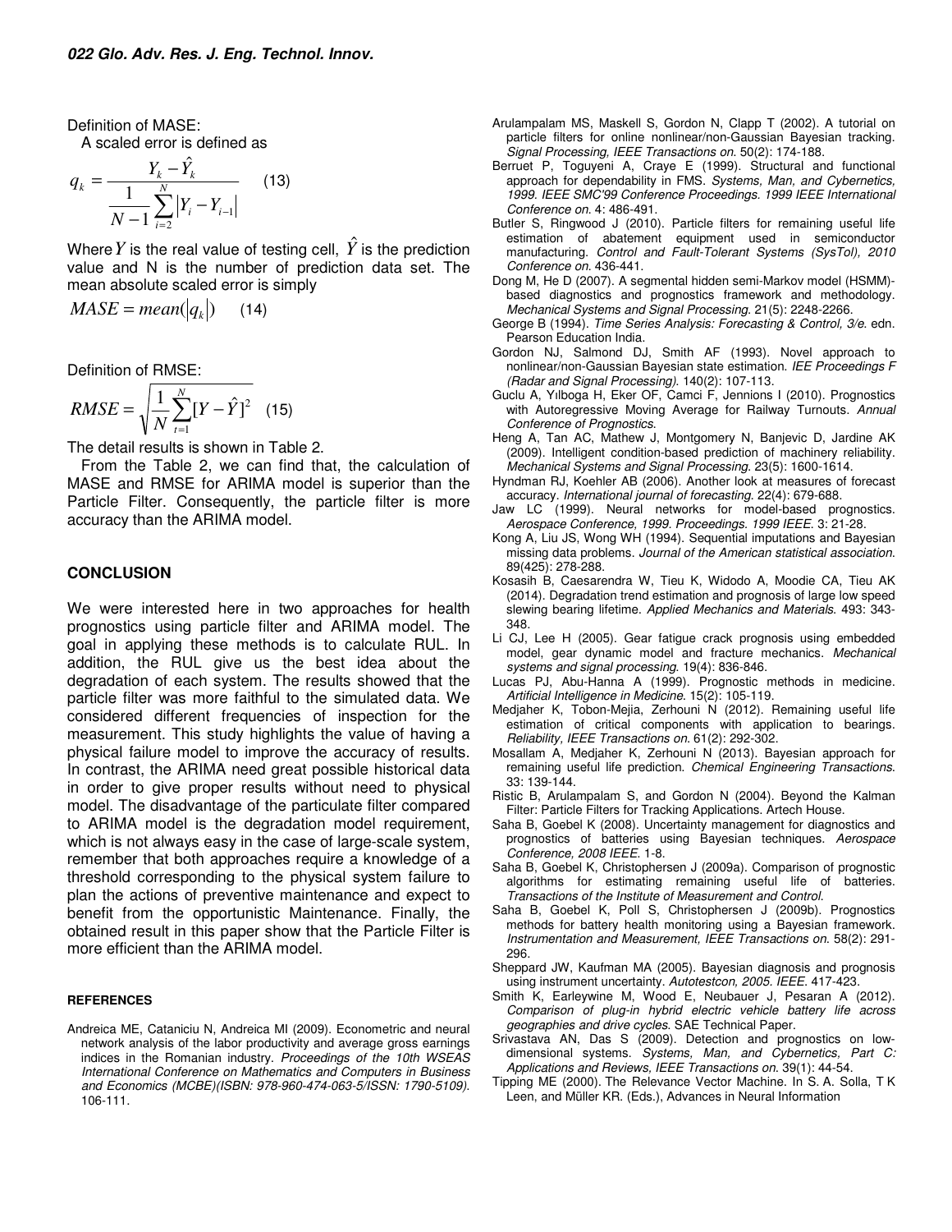Definition of MASE:

A scaled error is defined as

$$q_k = \frac{Y_k - \hat{Y}_k}{\frac{1}{N-1}\sum_{i=2}^{N}\left|Y_i - Y_{i-1}\right|} \quad (13)$$

Where $Y$ is the real value of testing cell, $\hat{Y}$ is the prediction value and N is the number of prediction data set. The mean absolute scaled error is simply

$$MASE = mean(\left|q_k\right|) \quad (14)$$

Definition of RMSE:

$$RMSE = \sqrt{\frac{1}{N}\sum_{t=1}^{N}[Y - \hat{Y}]^2} \quad (15)$$

The detail results is shown in Table 2.

From the Table 2, we can find that, the calculation of MASE and RMSE for ARIMA model is superior than the Particle Filter. Consequently, the particle filter is more accuracy than the ARIMA model.

## CONCLUSION

We were interested here in two approaches for health prognostics using particle filter and ARIMA model. The goal in applying these methods is to calculate RUL. In addition, the RUL give us the best idea about the degradation of each system. The results showed that the particle filter was more faithful to the simulated data. We considered different frequencies of inspection for the measurement. This study highlights the value of having a physical failure model to improve the accuracy of results. In contrast, the ARIMA need great possible historical data in order to give proper results without need to physical model. The disadvantage of the particulate filter compared to ARIMA model is the degradation model requirement, which is not always easy in the case of large-scale system, remember that both approaches require a knowledge of a threshold corresponding to the physical system failure to plan the actions of preventive maintenance and expect to benefit from the opportunistic Maintenance. Finally, the obtained result in this paper show that the Particle Filter is more efficient than the ARIMA model.

### REFERENCES

Andreica ME, Cataniciu N, Andreica MI (2009). Econometric and neural network analysis of the labor productivity and average gross earnings indices in the Romanian industry. *Proceedings of the 10th WSEAS International Conference on Mathematics and Computers in Business and Economics (MCBE)(ISBN: 978-960-474-063-5/ISSN: 1790-5109).* 106-111.

Arulampalam MS, Maskell S, Gordon N, Clapp T (2002). A tutorial on particle filters for online nonlinear/non-Gaussian Bayesian tracking. *Signal Processing, IEEE Transactions on*. 50(2): 174-188.

Berruet P, Toguyeni A, Craye E (1999). Structural and functional approach for dependability in FMS. *Systems, Man, and Cybernetics, 1999. IEEE SMC'99 Conference Proceedings. 1999 IEEE International Conference on*. 4: 486-491.

Butler S, Ringwood J (2010). Particle filters for remaining useful life estimation of abatement equipment used in semiconductor manufacturing. *Control and Fault-Tolerant Systems (SysTol), 2010 Conference on*. 436-441.

Dong M, He D (2007). A segmental hidden semi-Markov model (HSMM)-based diagnostics and prognostics framework and methodology. *Mechanical Systems and Signal Processing*. 21(5): 2248-2266.

George B (1994). *Time Series Analysis: Forecasting & Control, 3/e.* edn. Pearson Education India.

Gordon NJ, Salmond DJ, Smith AF (1993). Novel approach to nonlinear/non-Gaussian Bayesian state estimation. *IEE Proceedings F (Radar and Signal Processing)*. 140(2): 107-113.

Guclu A, Yılboga H, Eker OF, Camci F, Jennions I (2010). Prognostics with Autoregressive Moving Average for Railway Turnouts. *Annual Conference of Prognostics.*

Heng A, Tan AC, Mathew J, Montgomery N, Banjevic D, Jardine AK (2009). Intelligent condition-based prediction of machinery reliability. *Mechanical Systems and Signal Processing*. 23(5): 1600-1614.

Hyndman RJ, Koehler AB (2006). Another look at measures of forecast accuracy. *International journal of forecasting*. 22(4): 679-688.

Jaw LC (1999). Neural networks for model-based prognostics. *Aerospace Conference, 1999. Proceedings. 1999 IEEE*. 3: 21-28.

Kong A, Liu JS, Wong WH (1994). Sequential imputations and Bayesian missing data problems. *Journal of the American statistical association*. 89(425): 278-288.

Kosasih B, Caesarendra W, Tieu K, Widodo A, Moodie CA, Tieu AK (2014). Degradation trend estimation and prognosis of large low speed slewing bearing lifetime. *Applied Mechanics and Materials*. 493: 343-348.

Li CJ, Lee H (2005). Gear fatigue crack prognosis using embedded model, gear dynamic model and fracture mechanics. *Mechanical systems and signal processing*. 19(4): 836-846.

Lucas PJ, Abu-Hanna A (1999). Prognostic methods in medicine. *Artificial Intelligence in Medicine*. 15(2): 105-119.

Medjaher K, Tobon-Mejia, Zerhouni N (2012). Remaining useful life estimation of critical components with application to bearings. *Reliability, IEEE Transactions on*. 61(2): 292-302.

Mosallam A, Medjaher K, Zerhouni N (2013). Bayesian approach for remaining useful life prediction. *Chemical Engineering Transactions*. 33: 139-144.

Ristic B, Arulampalam S, and Gordon N (2004). Beyond the Kalman Filter: Particle Filters for Tracking Applications. Artech House.

Saha B, Goebel K (2008). Uncertainty management for diagnostics and prognostics of batteries using Bayesian techniques. *Aerospace Conference, 2008 IEEE*. 1-8.

Saha B, Goebel K, Christophersen J (2009a). Comparison of prognostic algorithms for estimating remaining useful life of batteries. *Transactions of the Institute of Measurement and Control.*

Saha B, Goebel K, Poll S, Christophersen J (2009b). Prognostics methods for battery health monitoring using a Bayesian framework. *Instrumentation and Measurement, IEEE Transactions on*. 58(2): 291-296.

Sheppard JW, Kaufman MA (2005). Bayesian diagnosis and prognosis using instrument uncertainty. *Autotestcon, 2005. IEEE*. 417-423.

Smith K, Earleywine M, Wood E, Neubauer J, Pesaran A (2012). *Comparison of plug-in hybrid electric vehicle battery life across geographies and drive cycles*. SAE Technical Paper.

Srivastava AN, Das S (2009). Detection and prognostics on low-dimensional systems. *Systems, Man, and Cybernetics, Part C: Applications and Reviews, IEEE Transactions on*. 39(1): 44-54.

Tipping ME (2000). The Relevance Vector Machine. In S. A. Solla, T K Leen, and Müller KR. (Eds.), Advances in Neural Information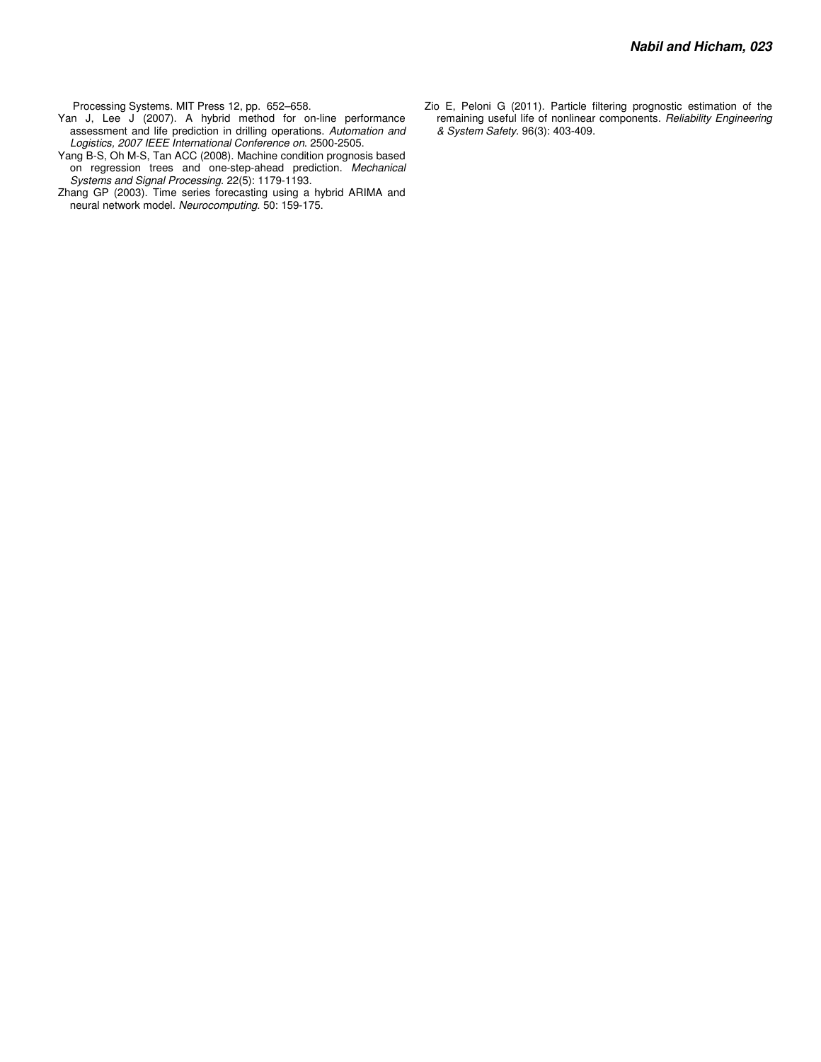Processing Systems. MIT Press 12, pp. 652–658.

Yan J, Lee J (2007). A hybrid method for on-line performance assessment and life prediction in drilling operations. *Automation and Logistics, 2007 IEEE International Conference on*. 2500-2505.

Yang B-S, Oh M-S, Tan ACC (2008). Machine condition prognosis based on regression trees and one-step-ahead prediction. *Mechanical Systems and Signal Processing*. 22(5): 1179-1193.

Zhang GP (2003). Time series forecasting using a hybrid ARIMA and neural network model. *Neurocomputing*. 50: 159-175.

Zio E, Peloni G (2011). Particle filtering prognostic estimation of the remaining useful life of nonlinear components. *Reliability Engineering & System Safety*. 96(3): 403-409.